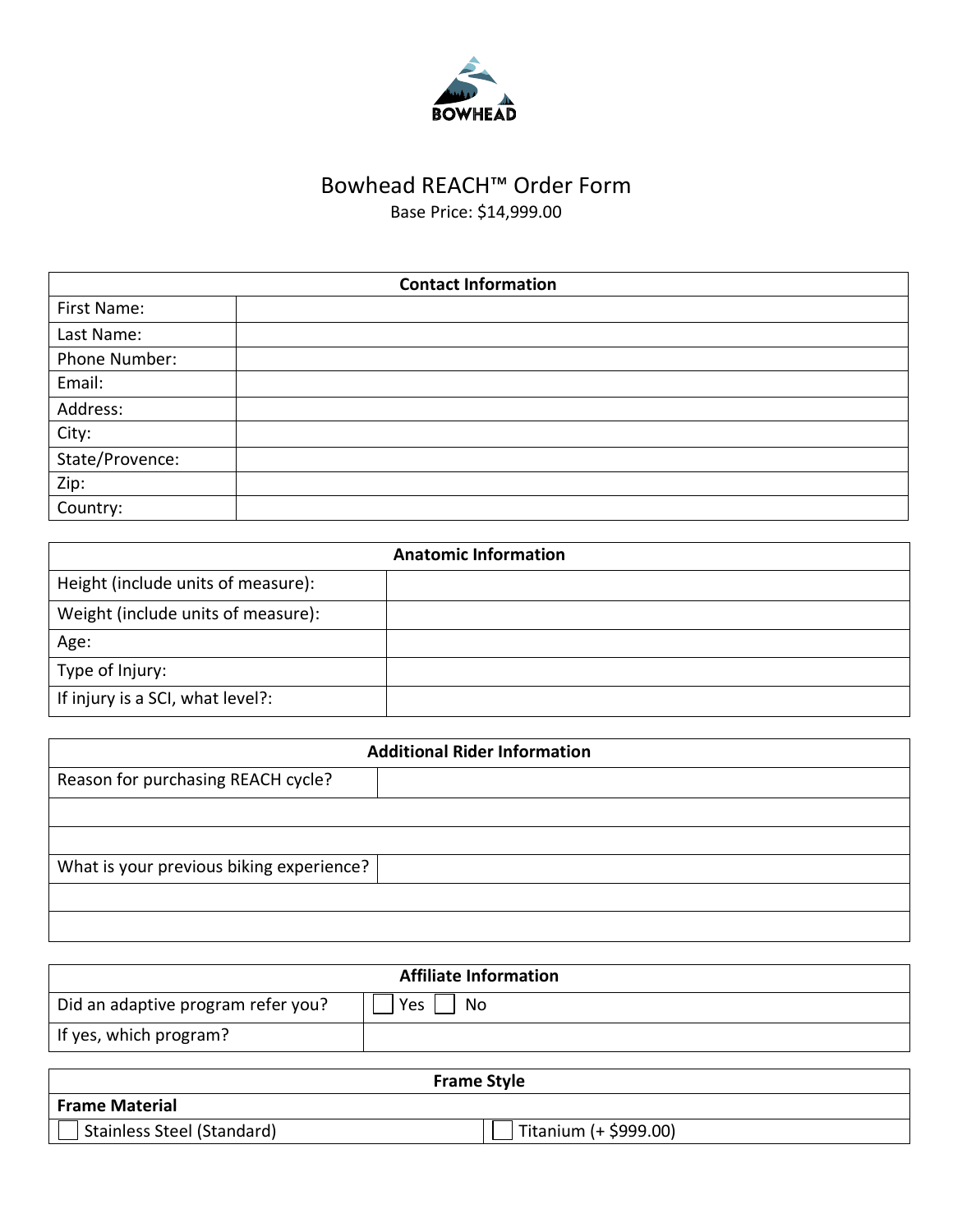BOWHEAD

# Bowhead REACH™ Order Form

Base Price: $14,999.00

| Contact Information | |
|---|---|
| First Name: | |
| Last Name: | |
| Phone Number: | |
| Email: | |
| Address: | |
| City: | |
| State/Provence: | |
| Zip: | |
| Country: | |

| Anatomic Information | |
|---|---|
| Height (include units of measure): | |
| Weight (include units of measure): | |
| Age: | |
| Type of Injury: | |
| If injury is a SCI, what level?: | |

| Additional Rider Information | |
|---|---|
| Reason for purchasing REACH cycle? | |
| | |
| | |
| What is your previous biking experience? | |
| | |
| | |

| Affiliate Information | |
|---|---|
| Did an adaptive program refer you? | ☐ Yes ☐ No |
| If yes, which program? | |

| Frame Style | |
|---|---|
| **Frame Material** | |
| ☐ Stainless Steel (Standard) | ☐ Titanium (+ $999.00) |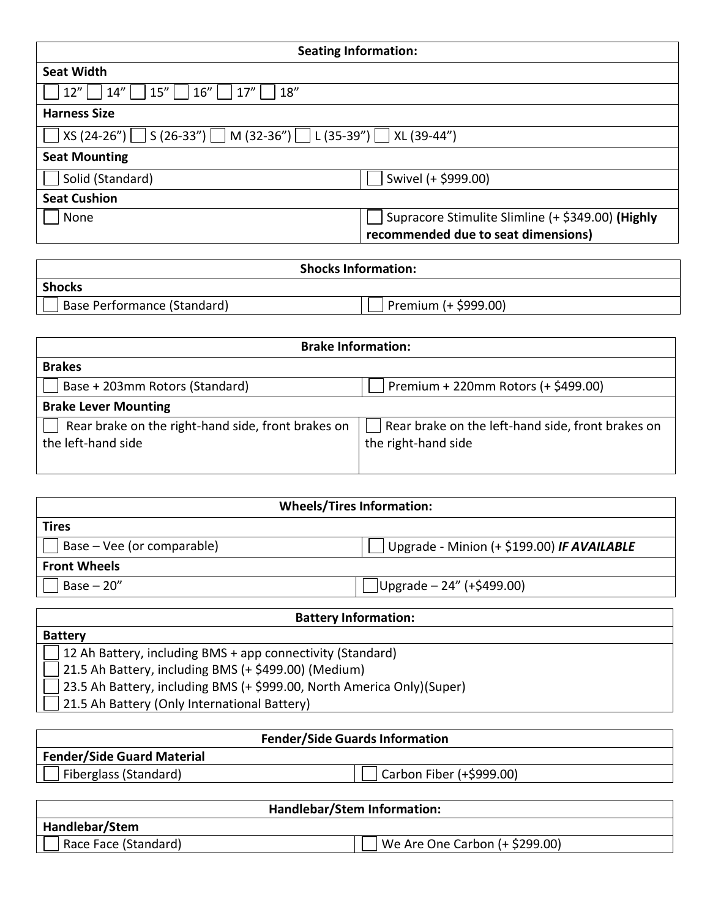| Seating Information: | |
|---|---|
| **Seat Width** | |
| ☐ 12” ☐ 14” ☐ 15” ☐ 16” ☐ 17” ☐ 18” | |
| **Harness Size** | |
| ☐ XS (24-26”) ☐ S (26-33”) ☐ M (32-36”) ☐ L (35-39”) ☐ XL (39-44”) | |
| **Seat Mounting** | |
| ☐ Solid (Standard) | ☐ Swivel (+ $999.00) |
| **Seat Cushion** | |
| ☐ None | ☐ Supracore Stimulite Slimline (+ $349.00) **(Highly recommended due to seat dimensions)** |

| Shocks Information: | |
|---|---|
| **Shocks** | |
| ☐ Base Performance (Standard) | ☐ Premium (+ $999.00) |

| Brake Information: | |
|---|---|
| **Brakes** | |
| ☐ Base + 203mm Rotors (Standard) | ☐ Premium + 220mm Rotors (+ $499.00) |
| **Brake Lever Mounting** | |
| ☐ Rear brake on the right-hand side, front brakes on the left-hand side | ☐ Rear brake on the left-hand side, front brakes on the right-hand side |

| Wheels/Tires Information: | |
|---|---|
| **Tires** | |
| ☐ Base – Vee (or comparable) | ☐ Upgrade - Minion (+ $199.00) ***IF AVAILABLE*** |
| **Front Wheels** | |
| ☐ Base – 20” | ☐ Upgrade – 24” (+$499.00) |

| Battery Information: |
|---|
| **Battery** |
| ☐ 12 Ah Battery, including BMS + app connectivity (Standard) |
| ☐ 21.5 Ah Battery, including BMS (+ $499.00) (Medium) |
| ☐ 23.5 Ah Battery, including BMS (+ $999.00, North America Only)(Super) |
| ☐ 21.5 Ah Battery (Only International Battery) |

| Fender/Side Guards Information | |
|---|---|
| **Fender/Side Guard Material** | |
| ☐ Fiberglass (Standard) | ☐ Carbon Fiber (+$999.00) |

| Handlebar/Stem Information: | |
|---|---|
| **Handlebar/Stem** | |
| ☐ Race Face (Standard) | ☐ We Are One Carbon (+ $299.00) |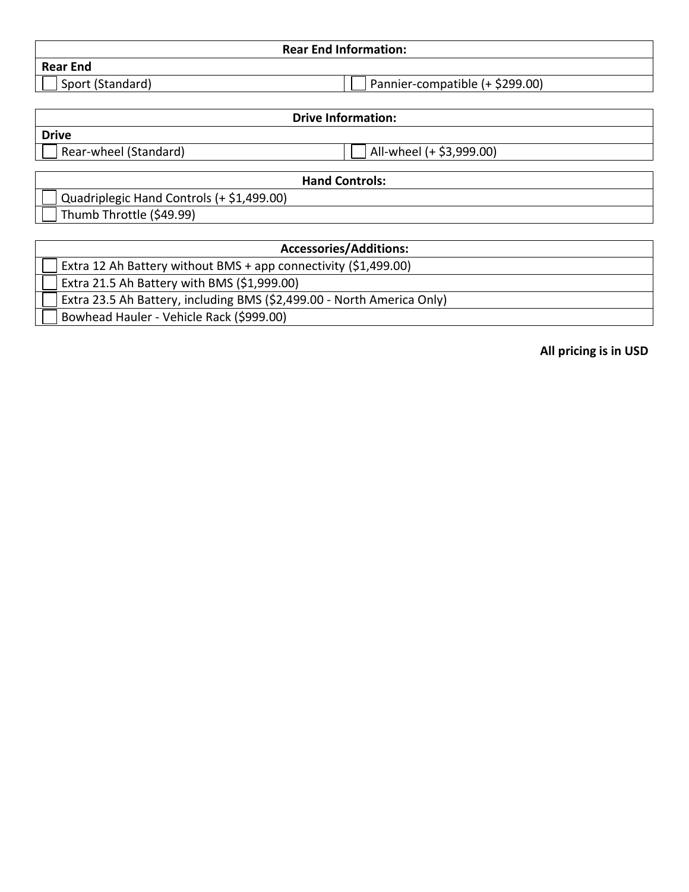| Rear End Information: | |
|---|---|
| **Rear End** | |
| ☐ Sport (Standard) | ☐ Pannier-compatible (+ $299.00) |

| Drive Information: | |
|---|---|
| **Drive** | |
| ☐ Rear-wheel (Standard) | ☐ All-wheel (+ $3,999.00) |

| Hand Controls: |
|---|
| ☐ Quadriplegic Hand Controls (+ $1,499.00) |
| ☐ Thumb Throttle ($49.99) |

| Accessories/Additions: |
|---|
| ☐ Extra 12 Ah Battery without BMS + app connectivity ($1,499.00) |
| ☐ Extra 21.5 Ah Battery with BMS ($1,999.00) |
| ☐ Extra 23.5 Ah Battery, including BMS ($2,499.00 - North America Only) |
| ☐ Bowhead Hauler - Vehicle Rack ($999.00) |

**All pricing is in USD**